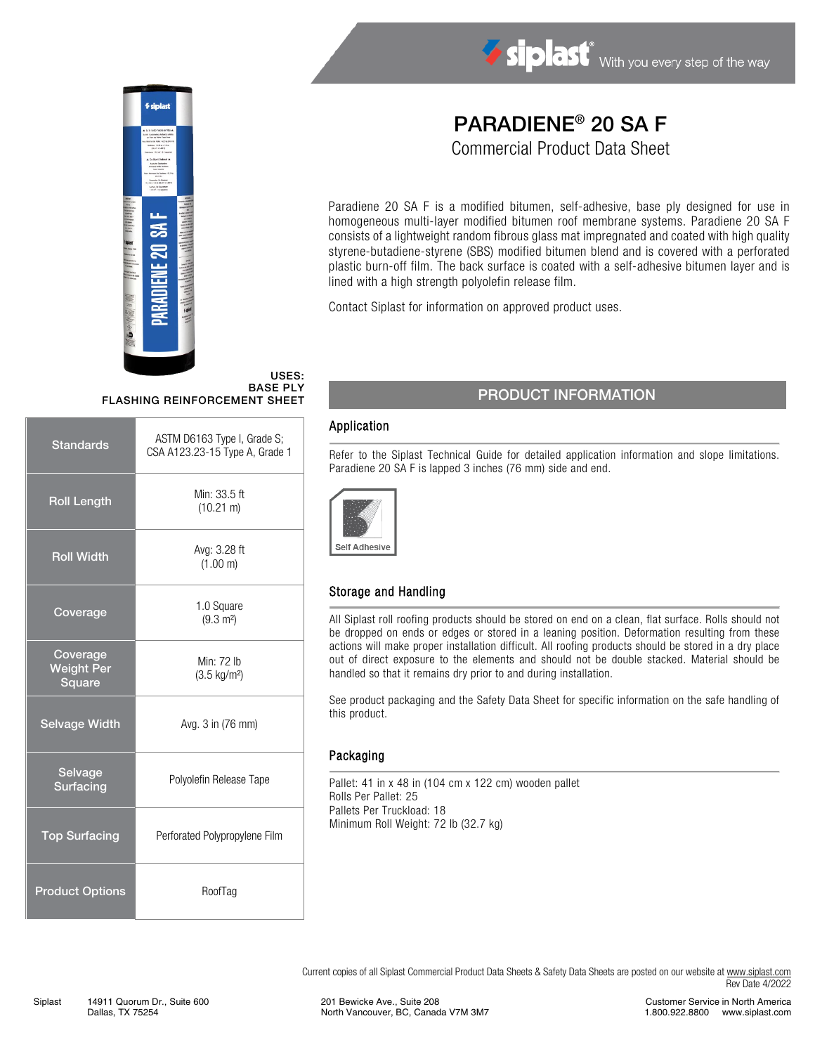# PARADIENE® 20 SA F

## Commercial Product Data Sheet

Paradiene 20 SA F is a modified bitumen, self-adhesive, base ply designed for use in homogeneous multi-layer modified bitumen roof membrane systems. Paradiene 20 SA F consists of a lightweight random fibrous glass mat impregnated and coated with high quality styrene-butadiene-styrene (SBS) modified bitumen blend and is covered with a perforated plastic burn-off film. The back surface is coated with a self-adhesive bitumen layer and is lined with a high strength polyolefin release film.

Contact Siplast for information on approved product uses.

**USES:**
**BASE PLY**
**FLASHING REINFORCEMENT SHEET**

| Property | Value |
|---|---|
| Standards | ASTM D6163 Type I, Grade S; CSA A123.23-15 Type A, Grade 1 |
| Roll Length | Min: 33.5 ft (10.21 m) |
| Roll Width | Avg: 3.28 ft (1.00 m) |
| Coverage | 1.0 Square (9.3 m²) |
| Coverage Weight Per Square | Min: 72 lb (3.5 kg/m²) |
| Selvage Width | Avg. 3 in (76 mm) |
| Selvage Surfacing | Polyolefin Release Tape |
| Top Surfacing | Perforated Polypropylene Film |
| Product Options | RoofTag |

## PRODUCT INFORMATION

### Application

Refer to the Siplast Technical Guide for detailed application information and slope limitations. Paradiene 20 SA F is lapped 3 inches (76 mm) side and end.

Self Adhesive

### Storage and Handling

All Siplast roll roofing products should be stored on end on a clean, flat surface. Rolls should not be dropped on ends or edges or stored in a leaning position. Deformation resulting from these actions will make proper installation difficult. All roofing products should be stored in a dry place out of direct exposure to the elements and should not be double stacked. Material should be handled so that it remains dry prior to and during installation.

See product packaging and the Safety Data Sheet for specific information on the safe handling of this product.

### Packaging

Pallet: 41 in x 48 in (104 cm x 122 cm) wooden pallet
Rolls Per Pallet: 25
Pallets Per Truckload: 18
Minimum Roll Weight: 72 lb (32.7 kg)

Current copies of all Siplast Commercial Product Data Sheets & Safety Data Sheets are posted on our website at www.siplast.com
Rev Date 4/2022

Siplast 14911 Quorum Dr., Suite 600, Dallas, TX 75254 | 201 Bewicke Ave., Suite 208, North Vancouver, BC, Canada V7M 3M7 | Customer Service in North America 1.800.922.8800 www.siplast.com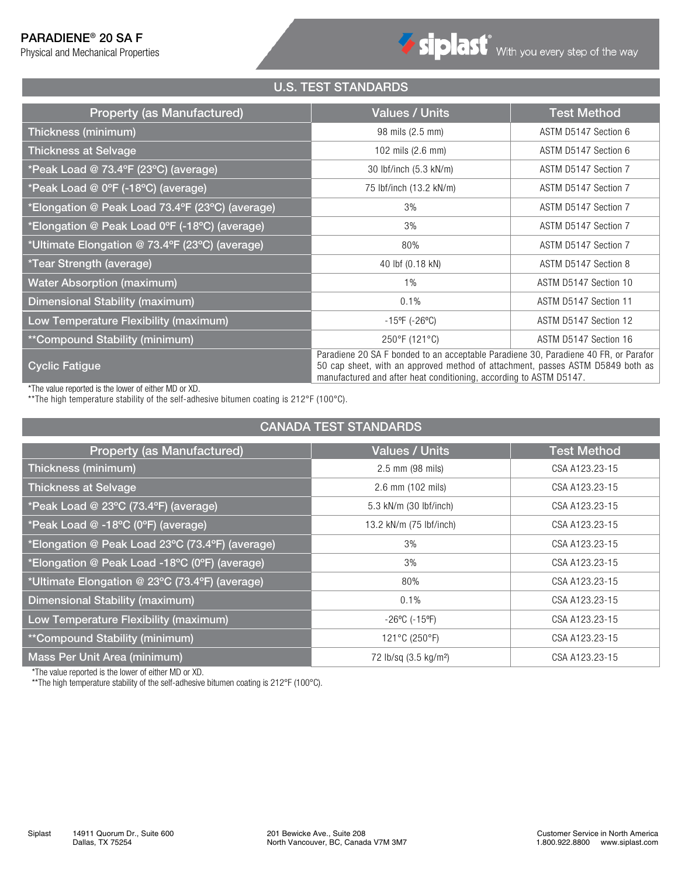# PARADIENE® 20 SA F

Physical and Mechanical Properties

## U.S. TEST STANDARDS

| Property (as Manufactured) | Values / Units | Test Method |
|---|---|---|
| Thickness (minimum) | 98 mils (2.5 mm) | ASTM D5147 Section 6 |
| Thickness at Selvage | 102 mils (2.6 mm) | ASTM D5147 Section 6 |
| *Peak Load @ 73.4ºF (23ºC) (average) | 30 lbf/inch (5.3 kN/m) | ASTM D5147 Section 7 |
| *Peak Load @ 0ºF (-18ºC) (average) | 75 lbf/inch (13.2 kN/m) | ASTM D5147 Section 7 |
| *Elongation @ Peak Load 73.4ºF (23ºC) (average) | 3% | ASTM D5147 Section 7 |
| *Elongation @ Peak Load 0ºF (-18ºC) (average) | 3% | ASTM D5147 Section 7 |
| *Ultimate Elongation @ 73.4ºF (23ºC) (average) | 80% | ASTM D5147 Section 7 |
| *Tear Strength (average) | 40 lbf (0.18 kN) | ASTM D5147 Section 8 |
| Water Absorption (maximum) | 1% | ASTM D5147 Section 10 |
| Dimensional Stability (maximum) | 0.1% | ASTM D5147 Section 11 |
| Low Temperature Flexibility (maximum) | -15ºF (-26ºC) | ASTM D5147 Section 12 |
| **Compound Stability (minimum) | 250°F (121°C) | ASTM D5147 Section 16 |
| Cyclic Fatigue | Paradiene 20 SA F bonded to an acceptable Paradiene 30, Paradiene 40 FR, or Parafor 50 cap sheet, with an approved method of attachment, passes ASTM D5849 both as manufactured and after heat conditioning, according to ASTM D5147. | |

*The value reported is the lower of either MD or XD.

**The high temperature stability of the self-adhesive bitumen coating is 212°F (100°C).

## CANADA TEST STANDARDS

| Property (as Manufactured) | Values / Units | Test Method |
|---|---|---|
| Thickness (minimum) | 2.5 mm (98 mils) | CSA A123.23-15 |
| Thickness at Selvage | 2.6 mm (102 mils) | CSA A123.23-15 |
| *Peak Load @ 23ºC (73.4ºF) (average) | 5.3 kN/m (30 lbf/inch) | CSA A123.23-15 |
| *Peak Load @ -18ºC (0ºF) (average) | 13.2 kN/m (75 lbf/inch) | CSA A123.23-15 |
| *Elongation @ Peak Load 23ºC (73.4ºF) (average) | 3% | CSA A123.23-15 |
| *Elongation @ Peak Load -18ºC (0ºF) (average) | 3% | CSA A123.23-15 |
| *Ultimate Elongation @ 23ºC (73.4ºF) (average) | 80% | CSA A123.23-15 |
| Dimensional Stability (maximum) | 0.1% | CSA A123.23-15 |
| Low Temperature Flexibility (maximum) | -26ºC (-15ºF) | CSA A123.23-15 |
| **Compound Stability (minimum) | 121°C (250°F) | CSA A123.23-15 |
| Mass Per Unit Area (minimum) | 72 lb/sq (3.5 kg/m²) | CSA A123.23-15 |

*The value reported is the lower of either MD or XD.

**The high temperature stability of the self-adhesive bitumen coating is 212°F (100°C).

Siplast 14911 Quorum Dr., Suite 600 Dallas, TX 75254

201 Bewicke Ave., Suite 208 North Vancouver, BC, Canada V7M 3M7

Customer Service in North America 1.800.922.8800 www.siplast.com